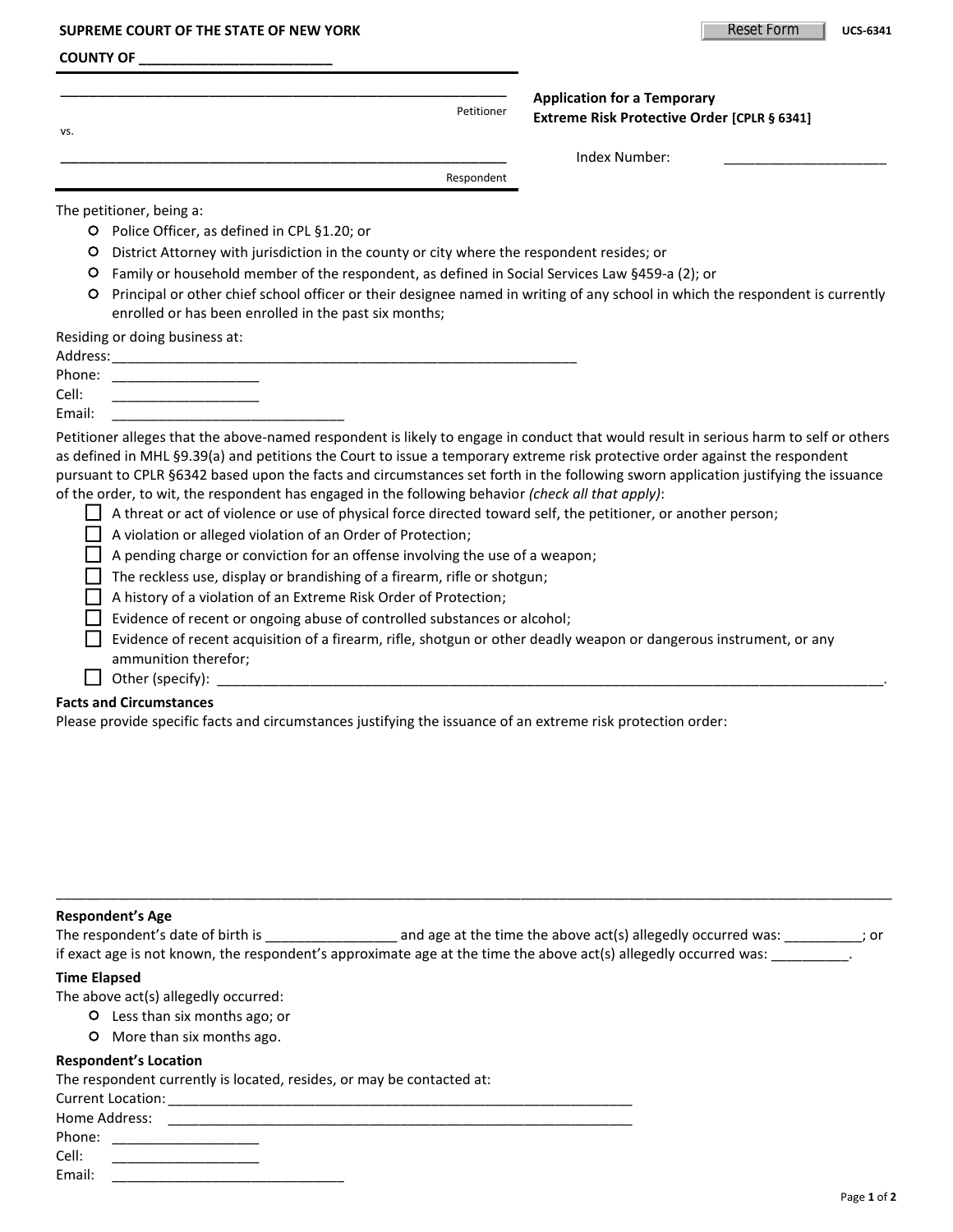**SUPREME COURT OF THE STATE OF NEW YORK**

**COUNTY OF ________________________**

Reset Form UCS-6341

________________________________________________________ Petitioner

vs.

________________________________________________________ Respondent

**Application for a Temporary Extreme Risk Protective Order [CPLR § 6341]**

Index Number: ____________________

The petitioner, being a:

- ○ Police Officer, as defined in CPL §1.20; or
- ○ District Attorney with jurisdiction in the county or city where the respondent resides; or
- ○ Family or household member of the respondent, as defined in Social Services Law §459-a (2); or
- ○ Principal or other chief school officer or their designee named in writing of any school in which the respondent is currently enrolled or has been enrolled in the past six months;

Residing or doing business at:
Address: ____________________________________________________________
Phone: __________________
Cell: __________________
Email: ______________________________

Petitioner alleges that the above-named respondent is likely to engage in conduct that would result in serious harm to self or others as defined in MHL §9.39(a) and petitions the Court to issue a temporary extreme risk protective order against the respondent pursuant to CPLR §6342 based upon the facts and circumstances set forth in the following sworn application justifying the issuance of the order, to wit, the respondent has engaged in the following behavior *(check all that apply)*:

- ☐ A threat or act of violence or use of physical force directed toward self, the petitioner, or another person;
- ☐ A violation or alleged violation of an Order of Protection;
- ☐ A pending charge or conviction for an offense involving the use of a weapon;
- ☐ The reckless use, display or brandishing of a firearm, rifle or shotgun;
- ☐ A history of a violation of an Extreme Risk Order of Protection;
- ☐ Evidence of recent or ongoing abuse of controlled substances or alcohol;
- ☐ Evidence of recent acquisition of a firearm, rifle, shotgun or other deadly weapon or dangerous instrument, or any ammunition therefor;
- ☐ Other (specify): ____________________________________________________________________________.

**Facts and Circumstances**

Please provide specific facts and circumstances justifying the issuance of an extreme risk protection order:

____________________________________________________________________________________________________

**Respondent's Age**

The respondent's date of birth is ________________ and age at the time the above act(s) allegedly occurred was: __________; or if exact age is not known, the respondent's approximate age at the time the above act(s) allegedly occurred was: __________.

**Time Elapsed**

The above act(s) allegedly occurred:

- ○ Less than six months ago; or
- ○ More than six months ago.

**Respondent's Location**

The respondent currently is located, resides, or may be contacted at:
Current Location: ____________________________________________________________
Home Address: ____________________________________________________________
Phone: __________________
Cell: __________________
Email: ______________________________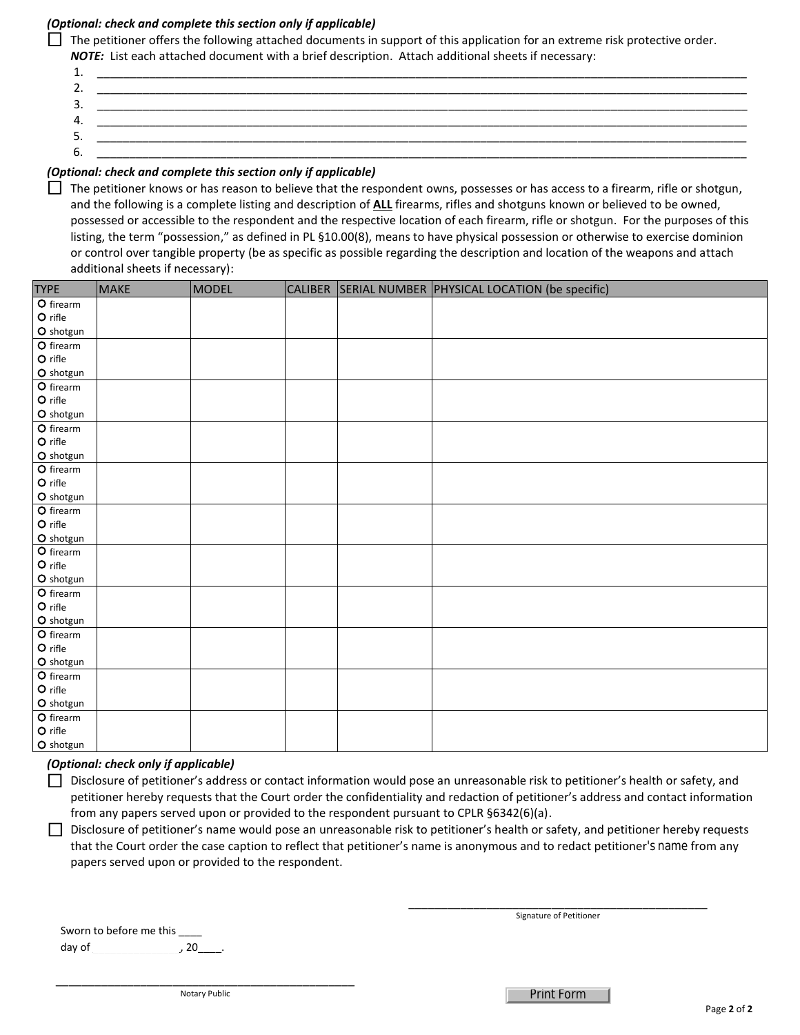*(Optional: check and complete this section only if applicable)*

☐ The petitioner offers the following attached documents in support of this application for an extreme risk protective order.
***NOTE:*** List each attached document with a brief description. Attach additional sheets if necessary:

1. ______________________________________________________________________________
2. ______________________________________________________________________________
3. ______________________________________________________________________________
4. ______________________________________________________________________________
5. ______________________________________________________________________________
6. ______________________________________________________________________________

*(Optional: check and complete this section only if applicable)*

☐ The petitioner knows or has reason to believe that the respondent owns, possesses or has access to a firearm, rifle or shotgun, and the following is a complete listing and description of **ALL** firearms, rifles and shotguns known or believed to be owned, possessed or accessible to the respondent and the respective location of each firearm, rifle or shotgun. For the purposes of this listing, the term "possession," as defined in PL §10.00(8), means to have physical possession or otherwise to exercise dominion or control over tangible property (be as specific as possible regarding the description and location of the weapons and attach additional sheets if necessary):

| TYPE | MAKE | MODEL | CALIBER | SERIAL NUMBER | PHYSICAL LOCATION (be specific) |
|---|---|---|---|---|---|
| O firearm O rifle O shotgun | | | | | |
| O firearm O rifle O shotgun | | | | | |
| O firearm O rifle O shotgun | | | | | |
| O firearm O rifle O shotgun | | | | | |
| O firearm O rifle O shotgun | | | | | |
| O firearm O rifle O shotgun | | | | | |
| O firearm O rifle O shotgun | | | | | |
| O firearm O rifle O shotgun | | | | | |
| O firearm O rifle O shotgun | | | | | |
| O firearm O rifle O shotgun | | | | | |
| O firearm O rifle O shotgun | | | | | |

*(Optional: check only if applicable)*

☐ Disclosure of petitioner's address or contact information would pose an unreasonable risk to petitioner's health or safety, and petitioner hereby requests that the Court order the confidentiality and redaction of petitioner's address and contact information from any papers served upon or provided to the respondent pursuant to CPLR §6342(6)(a).

☐ Disclosure of petitioner's name would pose an unreasonable risk to petitioner's health or safety, and petitioner hereby requests that the Court order the case caption to reflect that petitioner's name is anonymous and to redact petitioner's name from any papers served upon or provided to the respondent.

_______________________________________________
Signature of Petitioner

Sworn to before me this ____
day of ______________, 20____.

_______________________________________________
Notary Public

Print Form